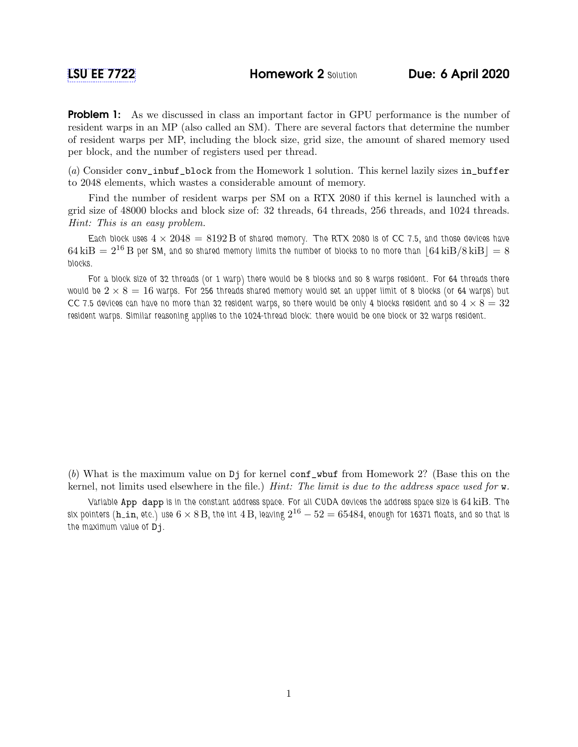LSU EE 7722 **Homework 2** Solution **Due: 6 April 2020**

**Problem 1:** As we discussed in class an important factor in GPU performance is the number of resident warps in an MP (also called an SM). There are several factors that determine the number of resident warps per MP, including the block size, grid size, the amount of shared memory used per block, and the number of registers used per thread.

(*a*) Consider `conv_inbuf_block` from the Homework 1 solution. This kernel lazily sizes `in_buffer` to 2048 elements, which wastes a considerable amount of memory.

Find the number of resident warps per SM on a RTX 2080 if this kernel is launched with a grid size of 48000 blocks and block size of: 32 threads, 64 threads, 256 threads, and 1024 threads. *Hint: This is an easy problem.*

Each block uses $4 \times 2048 = 8192\,\mathrm{B}$ of shared memory. The RTX 2080 is of CC 7.5, and those devices have $64\,\mathrm{kiB} = 2^{16}\,\mathrm{B}$ per SM, and so shared memory limits the number of blocks to no more than $\lfloor 64\,\mathrm{kiB}/8\,\mathrm{kiB} \rfloor = 8$ blocks.

For a block size of 32 threads (or 1 warp) there would be 8 blocks and so 8 warps resident. For 64 threads there would be $2 \times 8 = 16$ warps. For 256 threads shared memory would set an upper limit of 8 blocks (or 64 warps) but CC 7.5 devices can have no more than 32 resident warps, so there would be only 4 blocks resident and so $4 \times 8 = 32$ resident warps. Similar reasoning applies to the 1024-thread block: there would be one block or 32 warps resident.

(*b*) What is the maximum value on `Dj` for kernel `conf_wbuf` from Homework 2? (Base this on the kernel, not limits used elsewhere in the file.) *Hint: The limit is due to the address space used for* `w`.

Variable `App dapp` is in the constant address space. For all CUDA devices the address space size is $64\,\mathrm{kiB}$. The six pointers (`h_in`, etc.) use $6 \times 8\,\mathrm{B}$, the int $4\,\mathrm{B}$, leaving $2^{16} - 52 = 65484$, enough for 16371 floats, and so that is the maximum value of `Dj`.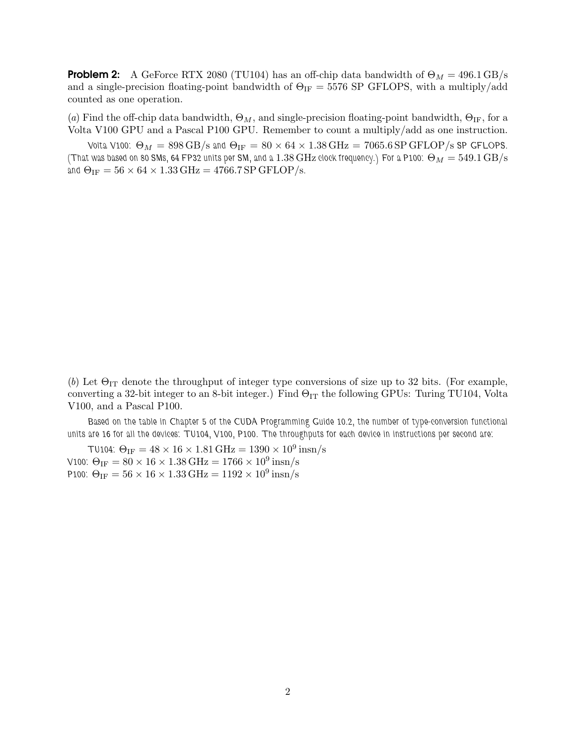**Problem 2:** A GeForce RTX 2080 (TU104) has an off-chip data bandwidth of $\Theta_M = 496.1\,\text{GB/s}$ and a single-precision floating-point bandwidth of $\Theta_{\text{IF}} = 5576$ SP GFLOPS, with a multiply/add counted as one operation.

(*a*) Find the off-chip data bandwidth, $\Theta_M$, and single-precision floating-point bandwidth, $\Theta_{\text{IF}}$, for a Volta V100 GPU and a Pascal P100 GPU. Remember to count a multiply/add as one instruction.

Volta V100: $\Theta_M = 898\,\text{GB/s}$ and $\Theta_{\text{IF}} = 80 \times 64 \times 1.38\,\text{GHz} = 7065.6\,\text{SP GFLOP/s}$ SP GFLOPS. (That was based on 80 SMs, 64 FP32 units per SM, and a $1.38\,\text{GHz}$ clock frequency.) For a P100: $\Theta_M = 549.1\,\text{GB/s}$ and $\Theta_{\text{IF}} = 56 \times 64 \times 1.33\,\text{GHz} = 4766.7\,\text{SP GFLOP/s}$.

(*b*) Let $\Theta_{\text{IT}}$ denote the throughput of integer type conversions of size up to 32 bits. (For example, converting a 32-bit integer to an 8-bit integer.) Find $\Theta_{\text{IT}}$ the following GPUs: Turing TU104, Volta V100, and a Pascal P100.

Based on the table in Chapter 5 of the CUDA Programming Guide 10.2, the number of type-conversion functional units are 16 for all the devices: TU104, V100, P100. The throughputs for each device in instructions per second are:

TU104: $\Theta_{\text{IF}} = 48 \times 16 \times 1.81\,\text{GHz} = 1390 \times 10^9\,\text{insn/s}$

V100: $\Theta_{\text{IF}} = 80 \times 16 \times 1.38\,\text{GHz} = 1766 \times 10^9\,\text{insn/s}$

P100: $\Theta_{\text{IF}} = 56 \times 16 \times 1.33\,\text{GHz} = 1192 \times 10^9\,\text{insn/s}$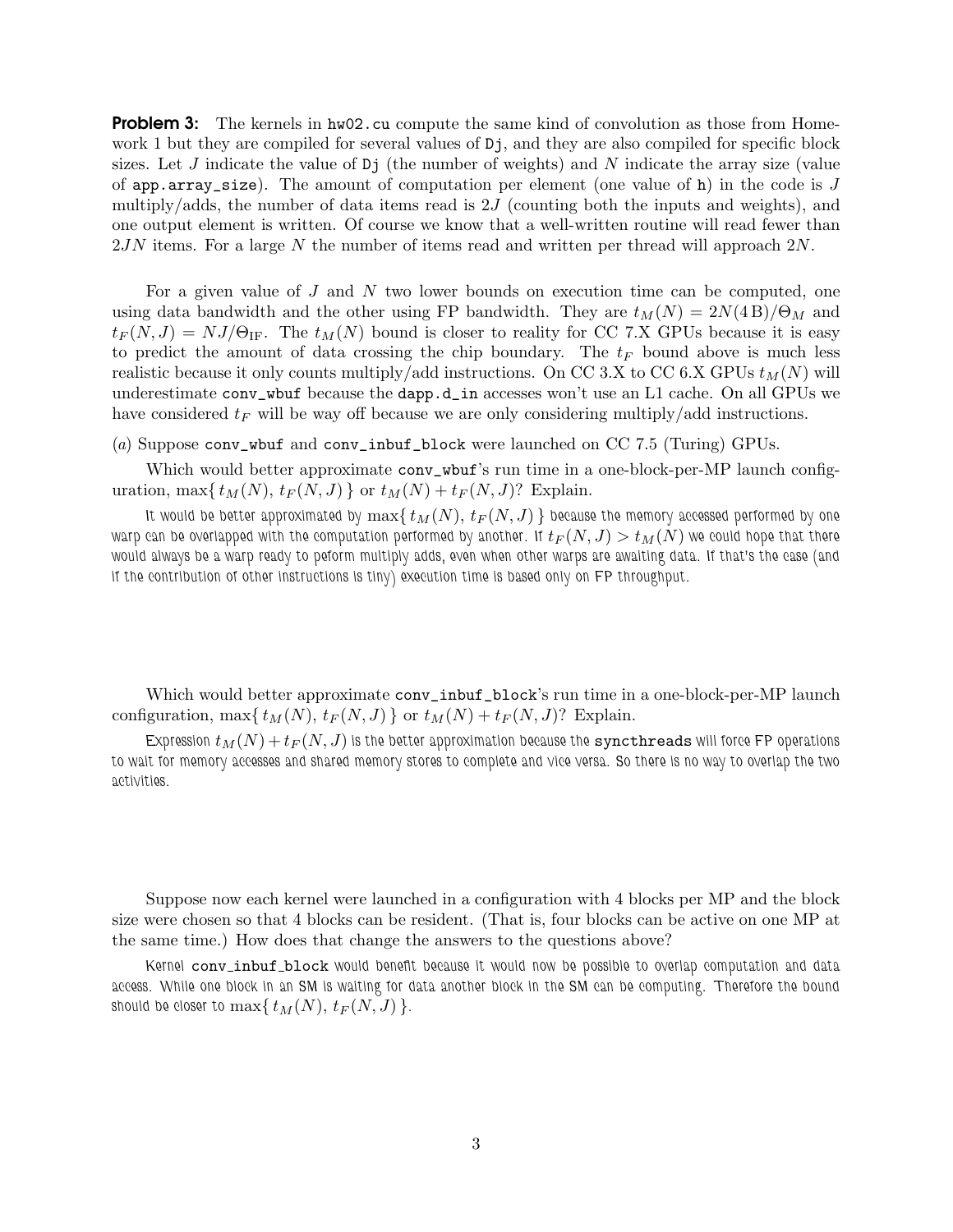**Problem 3:** The kernels in `hw02.cu` compute the same kind of convolution as those from Homework 1 but they are compiled for several values of `Dj`, and they are also compiled for specific block sizes. Let $J$ indicate the value of `Dj` (the number of weights) and $N$ indicate the array size (value of `app.array_size`). The amount of computation per element (one value of `h`) in the code is $J$ multiply/adds, the number of data items read is $2J$ (counting both the inputs and weights), and one output element is written. Of course we know that a well-written routine will read fewer than $2JN$ items. For a large $N$ the number of items read and written per thread will approach $2N$.

For a given value of $J$ and $N$ two lower bounds on execution time can be computed, one using data bandwidth and the other using FP bandwidth. They are $t_M(N) = 2N(4\,\text{B})/\Theta_M$ and $t_F(N,J) = NJ/\Theta_{\text{IF}}$. The $t_M(N)$ bound is closer to reality for CC 7.X GPUs because it is easy to predict the amount of data crossing the chip boundary. The $t_F$ bound above is much less realistic because it only counts multiply/add instructions. On CC 3.X to CC 6.X GPUs $t_M(N)$ will underestimate `conv_wbuf` because the `dapp.d_in` accesses won't use an L1 cache. On all GPUs we have considered $t_F$ will be way off because we are only considering multiply/add instructions.

(*a*) Suppose `conv_wbuf` and `conv_inbuf_block` were launched on CC 7.5 (Turing) GPUs.

Which would better approximate `conv_wbuf`'s run time in a one-block-per-MP launch configuration, $\max\{\, t_M(N),\, t_F(N,J)\,\}$ or $t_M(N) + t_F(N,J)$? Explain.

It would be better approximated by $\max\{\, t_M(N),\, t_F(N,J)\,\}$ because the memory accessed performed by one warp can be overlapped with the computation performed by another. If $t_F(N,J) > t_M(N)$ we could hope that there would always be a warp ready to peform multiply adds, even when other warps are awaiting data. If that's the case (and if the contribution of other instructions is tiny) execution time is based only on FP throughput.

Which would better approximate `conv_inbuf_block`'s run time in a one-block-per-MP launch configuration, $\max\{\, t_M(N),\, t_F(N,J)\,\}$ or $t_M(N) + t_F(N,J)$? Explain.

Expression $t_M(N) + t_F(N,J)$ is the better approximation because the `syncthreads` will force FP operations to wait for memory accesses and shared memory stores to complete and vice versa. So there is no way to overlap the two activities.

Suppose now each kernel were launched in a configuration with 4 blocks per MP and the block size were chosen so that 4 blocks can be resident. (That is, four blocks can be active on one MP at the same time.) How does that change the answers to the questions above?

Kernel `conv_inbuf_block` would benefit because it would now be possible to overlap computation and data access. While one block in an SM is waiting for data another block in the SM can be computing. Therefore the bound should be closer to $\max\{\, t_M(N),\, t_F(N,J)\,\}$.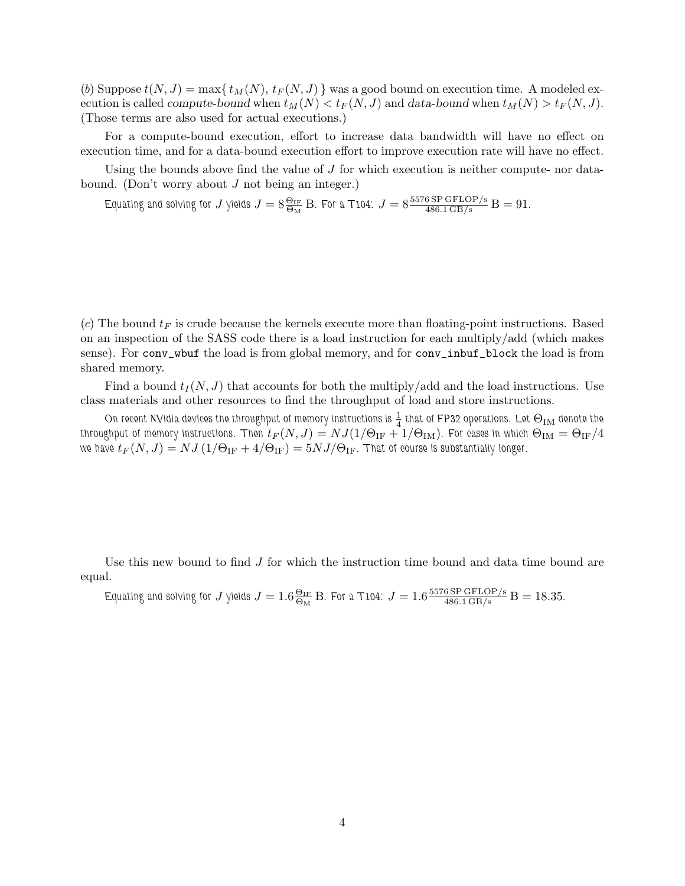(*b*) Suppose $t(N, J) = \max\{\, t_M(N),\, t_F(N, J)\,\}$ was a good bound on execution time. A modeled execution is called *compute-bound* when $t_M(N) < t_F(N, J)$ and *data-bound* when $t_M(N) > t_F(N, J)$. (Those terms are also used for actual executions.)

For a compute-bound execution, effort to increase data bandwidth will have no effect on execution time, and for a data-bound execution effort to improve execution rate will have no effect.

Using the bounds above find the value of $J$ for which execution is neither compute- nor data-bound. (Don't worry about $J$ not being an integer.)

Equating and solving for $J$ yields $J = 8\frac{\Theta_{\text{IF}}}{\Theta_{\text{M}}}\,\text{B}$. For a T104: $J = 8\frac{5576\,\text{SP GFLOP/s}}{486.1\,\text{GB/s}}\,\text{B} = 91$.

(*c*) The bound $t_F$ is crude because the kernels execute more than floating-point instructions. Based on an inspection of the SASS code there is a load instruction for each multiply/add (which makes sense). For `conv_wbuf` the load is from global memory, and for `conv_inbuf_block` the load is from shared memory.

Find a bound $t_I(N, J)$ that accounts for both the multiply/add and the load instructions. Use class materials and other resources to find the throughput of load and store instructions.

On recent NVidia devices the throughput of memory instructions is $\frac{1}{4}$ that of FP32 operations. Let $\Theta_{\text{IM}}$ denote the throughput of memory instructions. Then $t_F(N, J) = NJ(1/\Theta_{\text{IF}} + 1/\Theta_{\text{IM}})$. For cases in which $\Theta_{\text{IM}} = \Theta_{\text{IF}}/4$ we have $t_F(N, J) = NJ\,(1/\Theta_{\text{IF}} + 4/\Theta_{\text{IF}}) = 5NJ/\Theta_{\text{IF}}$. That of course is substantially longer.

Use this new bound to find $J$ for which the instruction time bound and data time bound are equal.

Equating and solving for $J$ yields $J = 1.6\frac{\Theta_{\text{IF}}}{\Theta_{\text{M}}}\,\text{B}$. For a T104: $J = 1.6\frac{5576\,\text{SP GFLOP/s}}{486.1\,\text{GB/s}}\,\text{B} = 18.35$.